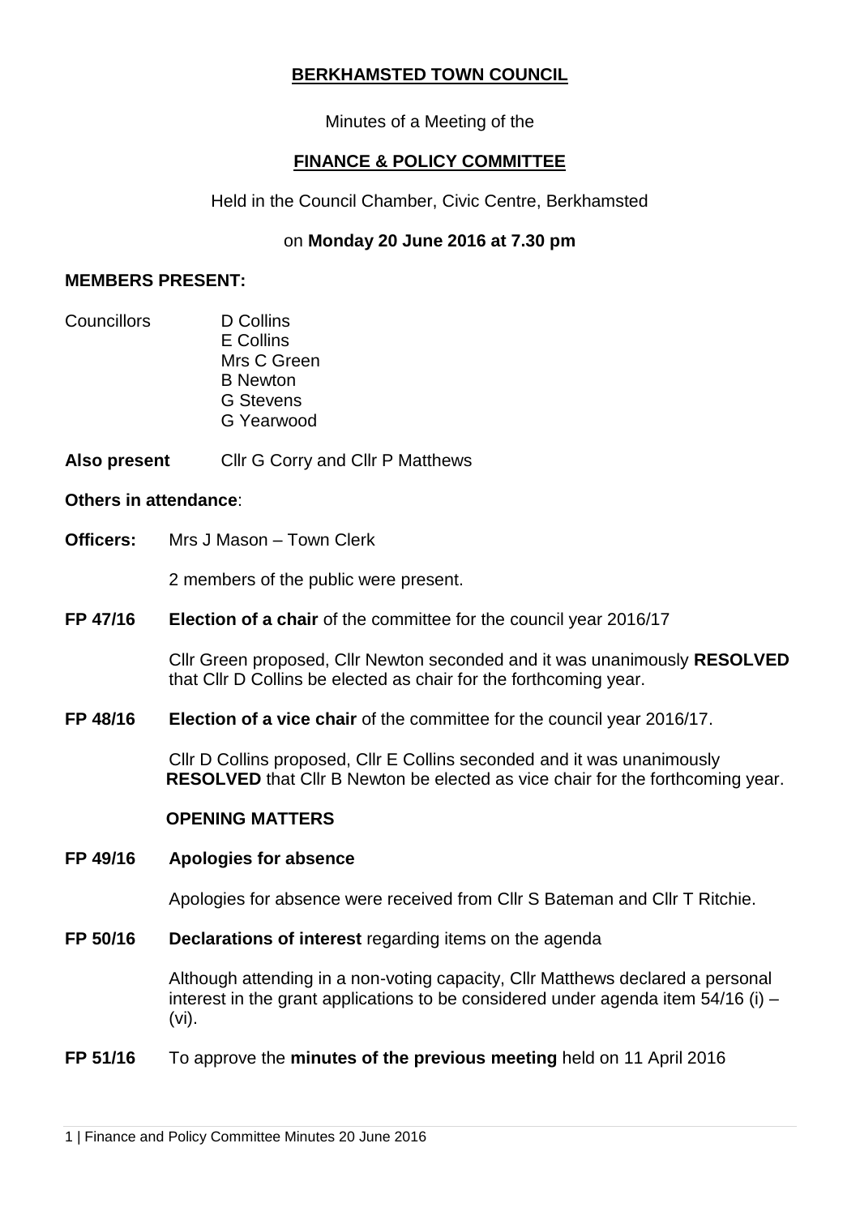# BERKHAMSTED TOWN COUNCIL

Minutes of a Meeting of the

## FINANCE & POLICY COMMITTEE

Held in the Council Chamber, Civic Centre, Berkhamsted

on **Monday 20 June 2016 at 7.30 pm**

**MEMBERS PRESENT:**

Councillors
- D Collins
- E Collins
- Mrs C Green
- B Newton
- G Stevens
- G Yearwood

**Also present** Cllr G Corry and Cllr P Matthews

**Others in attendance**:

**Officers:** Mrs J Mason – Town Clerk

2 members of the public were present.

**FP 47/16** **Election of a chair** of the committee for the council year 2016/17

Cllr Green proposed, Cllr Newton seconded and it was unanimously **RESOLVED** that Cllr D Collins be elected as chair for the forthcoming year.

**FP 48/16** **Election of a vice chair** of the committee for the council year 2016/17.

Cllr D Collins proposed, Cllr E Collins seconded and it was unanimously **RESOLVED** that Cllr B Newton be elected as vice chair for the forthcoming year.

**OPENING MATTERS**

**FP 49/16** **Apologies for absence**

Apologies for absence were received from Cllr S Bateman and Cllr T Ritchie.

**FP 50/16** **Declarations of interest** regarding items on the agenda

Although attending in a non-voting capacity, Cllr Matthews declared a personal interest in the grant applications to be considered under agenda item 54/16 (i) – (vi).

**FP 51/16** To approve the **minutes of the previous meeting** held on 11 April 2016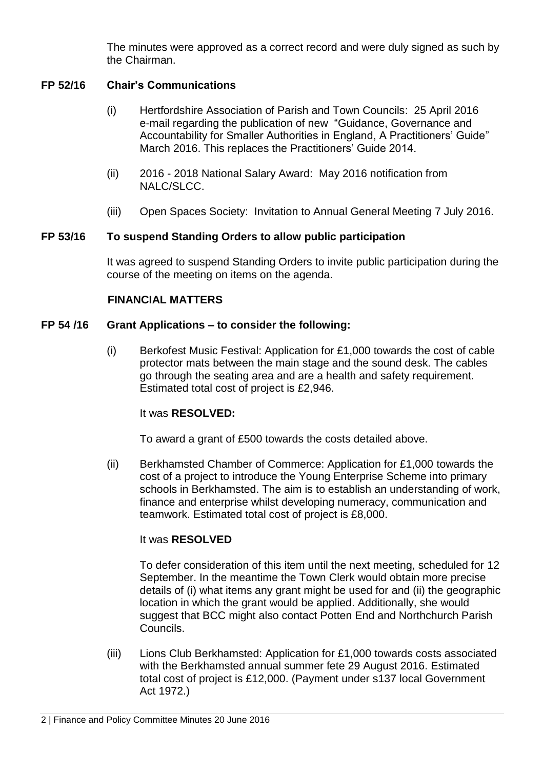The minutes were approved as a correct record and were duly signed as such by the Chairman.

## FP 52/16 Chair's Communications

(i) Hertfordshire Association of Parish and Town Councils: 25 April 2016 e-mail regarding the publication of new "Guidance, Governance and Accountability for Smaller Authorities in England, A Practitioners' Guide" March 2016. This replaces the Practitioners' Guide 2014.

(ii) 2016 - 2018 National Salary Award: May 2016 notification from NALC/SLCC.

(iii) Open Spaces Society: Invitation to Annual General Meeting 7 July 2016.

## FP 53/16 To suspend Standing Orders to allow public participation

It was agreed to suspend Standing Orders to invite public participation during the course of the meeting on items on the agenda.

## FINANCIAL MATTERS

## FP 54 /16 Grant Applications – to consider the following:

(i) Berkofest Music Festival: Application for £1,000 towards the cost of cable protector mats between the main stage and the sound desk. The cables go through the seating area and are a health and safety requirement. Estimated total cost of project is £2,946.

It was **RESOLVED:**

To award a grant of £500 towards the costs detailed above.

(ii) Berkhamsted Chamber of Commerce: Application for £1,000 towards the cost of a project to introduce the Young Enterprise Scheme into primary schools in Berkhamsted. The aim is to establish an understanding of work, finance and enterprise whilst developing numeracy, communication and teamwork. Estimated total cost of project is £8,000.

It was **RESOLVED**

To defer consideration of this item until the next meeting, scheduled for 12 September. In the meantime the Town Clerk would obtain more precise details of (i) what items any grant might be used for and (ii) the geographic location in which the grant would be applied. Additionally, she would suggest that BCC might also contact Potten End and Northchurch Parish Councils.

(iii) Lions Club Berkhamsted: Application for £1,000 towards costs associated with the Berkhamsted annual summer fete 29 August 2016. Estimated total cost of project is £12,000. (Payment under s137 local Government Act 1972.)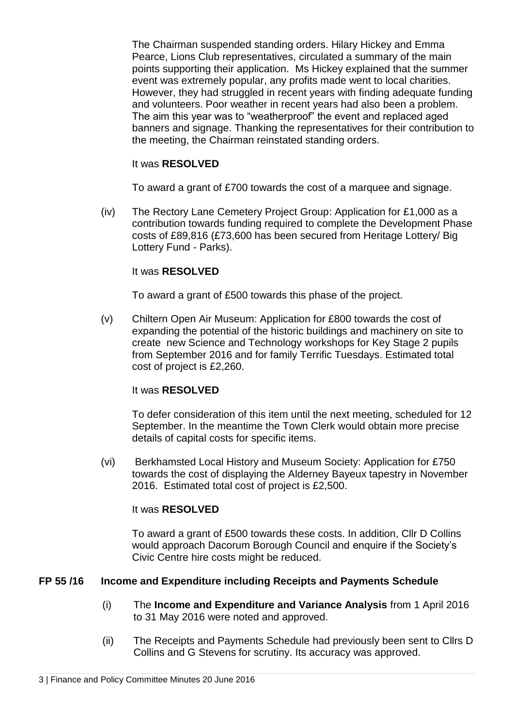The Chairman suspended standing orders. Hilary Hickey and Emma Pearce, Lions Club representatives, circulated a summary of the main points supporting their application. Ms Hickey explained that the summer event was extremely popular, any profits made went to local charities. However, they had struggled in recent years with finding adequate funding and volunteers. Poor weather in recent years had also been a problem. The aim this year was to "weatherproof" the event and replaced aged banners and signage. Thanking the representatives for their contribution to the meeting, the Chairman reinstated standing orders.

It was **RESOLVED**

To award a grant of £700 towards the cost of a marquee and signage.

(iv) The Rectory Lane Cemetery Project Group: Application for £1,000 as a contribution towards funding required to complete the Development Phase costs of £89,816 (£73,600 has been secured from Heritage Lottery/ Big Lottery Fund - Parks).

It was **RESOLVED**

To award a grant of £500 towards this phase of the project.

(v) Chiltern Open Air Museum: Application for £800 towards the cost of expanding the potential of the historic buildings and machinery on site to create new Science and Technology workshops for Key Stage 2 pupils from September 2016 and for family Terrific Tuesdays. Estimated total cost of project is £2,260.

It was **RESOLVED**

To defer consideration of this item until the next meeting, scheduled for 12 September. In the meantime the Town Clerk would obtain more precise details of capital costs for specific items.

(vi) Berkhamsted Local History and Museum Society: Application for £750 towards the cost of displaying the Alderney Bayeux tapestry in November 2016. Estimated total cost of project is £2,500.

It was **RESOLVED**

To award a grant of £500 towards these costs. In addition, Cllr D Collins would approach Dacorum Borough Council and enquire if the Society's Civic Centre hire costs might be reduced.

**FP 55 /16 Income and Expenditure including Receipts and Payments Schedule**

(i) The **Income and Expenditure and Variance Analysis** from 1 April 2016 to 31 May 2016 were noted and approved.

(ii) The Receipts and Payments Schedule had previously been sent to Cllrs D Collins and G Stevens for scrutiny. Its accuracy was approved.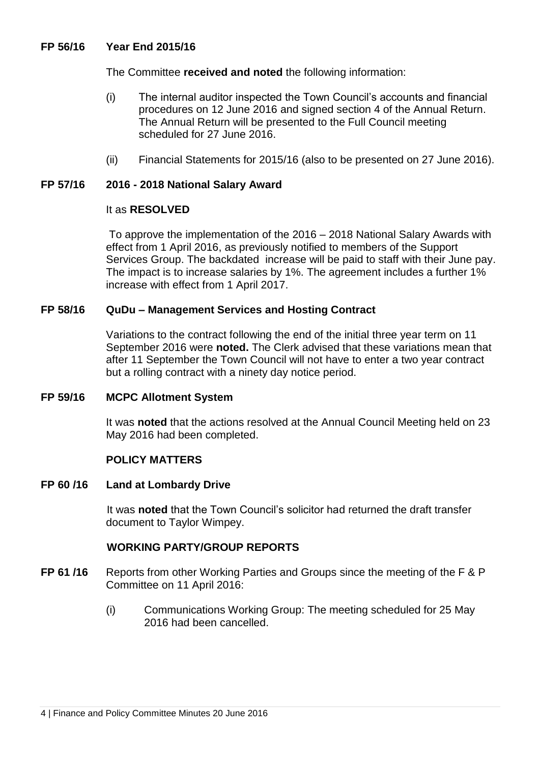**FP 56/16 Year End 2015/16**

The Committee **received and noted** the following information:

(i) The internal auditor inspected the Town Council's accounts and financial procedures on 12 June 2016 and signed section 4 of the Annual Return. The Annual Return will be presented to the Full Council meeting scheduled for 27 June 2016.

(ii) Financial Statements for 2015/16 (also to be presented on 27 June 2016).

**FP 57/16 2016 - 2018 National Salary Award**

It as **RESOLVED**

To approve the implementation of the 2016 – 2018 National Salary Awards with effect from 1 April 2016, as previously notified to members of the Support Services Group. The backdated increase will be paid to staff with their June pay. The impact is to increase salaries by 1%. The agreement includes a further 1% increase with effect from 1 April 2017.

**FP 58/16 QuDu – Management Services and Hosting Contract**

Variations to the contract following the end of the initial three year term on 11 September 2016 were **noted.** The Clerk advised that these variations mean that after 11 September the Town Council will not have to enter a two year contract but a rolling contract with a ninety day notice period.

**FP 59/16 MCPC Allotment System**

It was **noted** that the actions resolved at the Annual Council Meeting held on 23 May 2016 had been completed.

**POLICY MATTERS**

**FP 60 /16 Land at Lombardy Drive**

It was **noted** that the Town Council's solicitor had returned the draft transfer document to Taylor Wimpey.

**WORKING PARTY/GROUP REPORTS**

**FP 61 /16** Reports from other Working Parties and Groups since the meeting of the F & P Committee on 11 April 2016:

(i) Communications Working Group: The meeting scheduled for 25 May 2016 had been cancelled.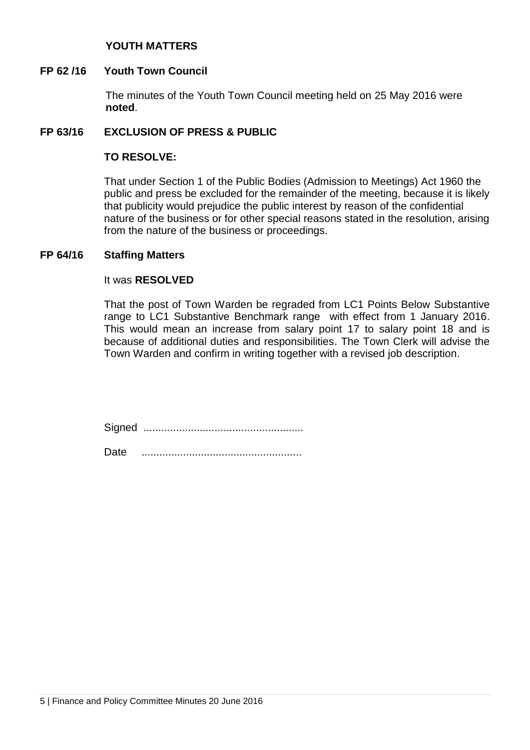**YOUTH MATTERS**

**FP 62 /16 Youth Town Council**

The minutes of the Youth Town Council meeting held on 25 May 2016 were **noted**.

**FP 63/16 EXCLUSION OF PRESS & PUBLIC**

**TO RESOLVE:**

That under Section 1 of the Public Bodies (Admission to Meetings) Act 1960 the public and press be excluded for the remainder of the meeting, because it is likely that publicity would prejudice the public interest by reason of the confidential nature of the business or for other special reasons stated in the resolution, arising from the nature of the business or proceedings.

**FP 64/16 Staffing Matters**

It was **RESOLVED**

That the post of Town Warden be regraded from LC1 Points Below Substantive range to LC1 Substantive Benchmark range with effect from 1 January 2016. This would mean an increase from salary point 17 to salary point 18 and is because of additional duties and responsibilities. The Town Clerk will advise the Town Warden and confirm in writing together with a revised job description.

Signed .....................................................

Date .....................................................